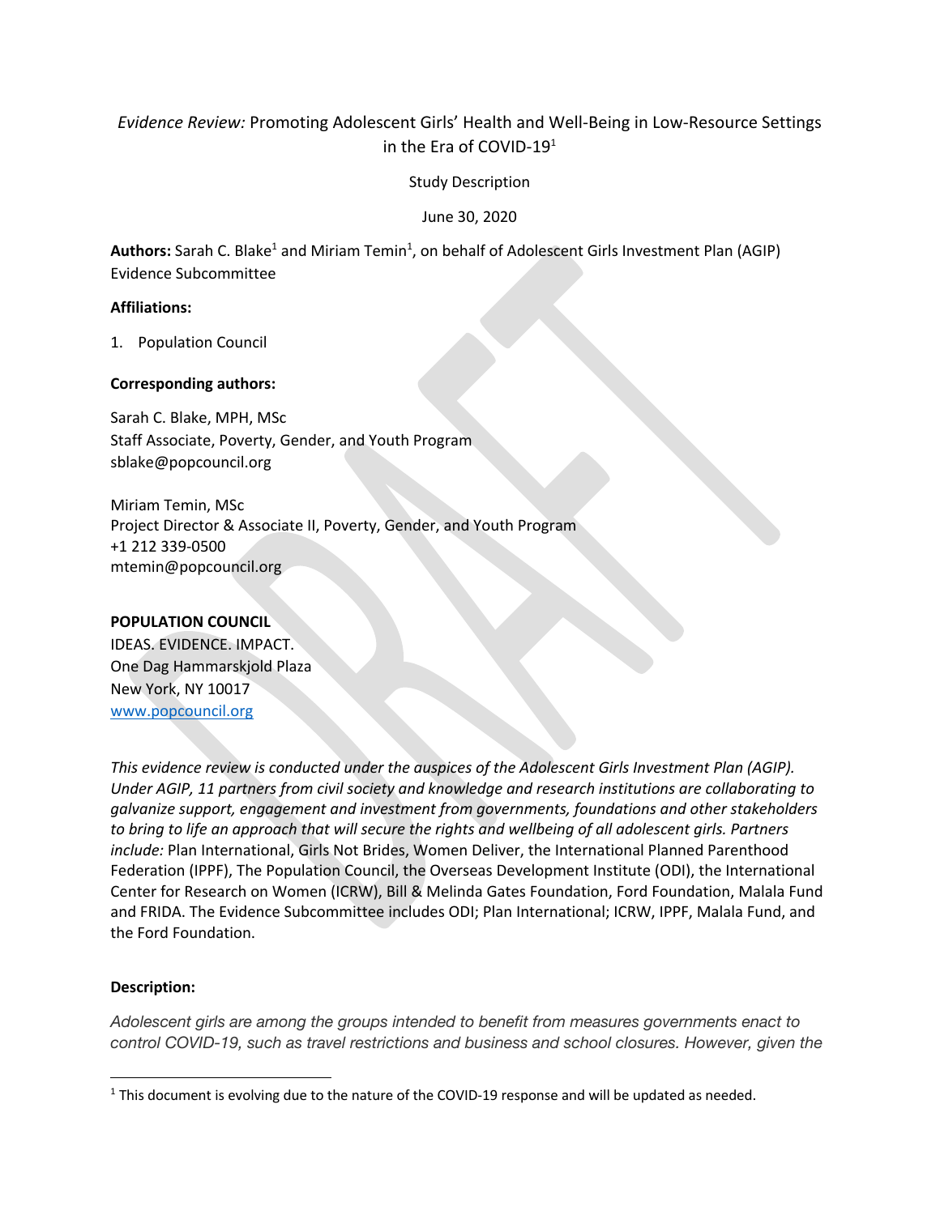*Evidence Review:* Promoting Adolescent Girls' Health and Well-Being in Low-Resource Settings in the Era of COVID-19[1]

Study Description

June 30, 2020

**Authors:** Sarah C. Blake[1] and Miriam Temin[1], on behalf of Adolescent Girls Investment Plan (AGIP) Evidence Subcommittee

**Affiliations:**

1. Population Council

**Corresponding authors:**

Sarah C. Blake, MPH, MSc
Staff Associate, Poverty, Gender, and Youth Program
sblake@popcouncil.org

Miriam Temin, MSc
Project Director & Associate II, Poverty, Gender, and Youth Program
+1 212 339-0500
mtemin@popcouncil.org

**POPULATION COUNCIL**
IDEAS. EVIDENCE. IMPACT.
One Dag Hammarskjold Plaza
New York, NY 10017
www.popcouncil.org

*This evidence review is conducted under the auspices of the Adolescent Girls Investment Plan (AGIP). Under AGIP, 11 partners from civil society and knowledge and research institutions are collaborating to galvanize support, engagement and investment from governments, foundations and other stakeholders to bring to life an approach that will secure the rights and wellbeing of all adolescent girls. Partners include:* Plan International, Girls Not Brides, Women Deliver, the International Planned Parenthood Federation (IPPF), The Population Council, the Overseas Development Institute (ODI), the International Center for Research on Women (ICRW), Bill & Melinda Gates Foundation, Ford Foundation, Malala Fund and FRIDA. The Evidence Subcommittee includes ODI; Plan International; ICRW, IPPF, Malala Fund, and the Ford Foundation.

**Description:**

*Adolescent girls are among the groups intended to benefit from measures governments enact to control COVID-19, such as travel restrictions and business and school closures. However, given the*

[1] This document is evolving due to the nature of the COVID-19 response and will be updated as needed.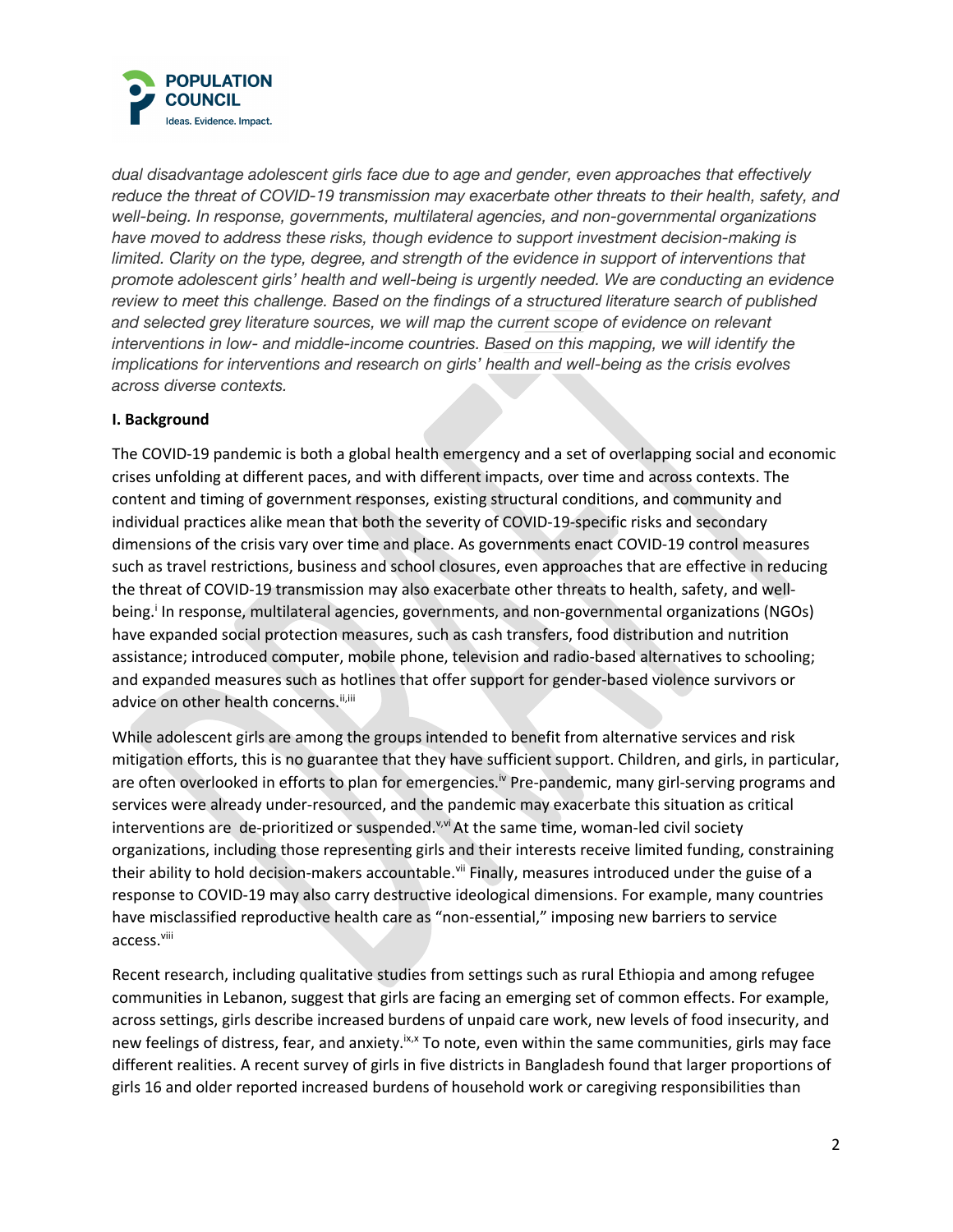*dual disadvantage adolescent girls face due to age and gender, even approaches that effectively reduce the threat of COVID-19 transmission may exacerbate other threats to their health, safety, and well-being. In response, governments, multilateral agencies, and non-governmental organizations have moved to address these risks, though evidence to support investment decision-making is limited. Clarity on the type, degree, and strength of the evidence in support of interventions that promote adolescent girls' health and well-being is urgently needed. We are conducting an evidence review to meet this challenge. Based on the findings of a structured literature search of published and selected grey literature sources, we will map the current scope of evidence on relevant interventions in low- and middle-income countries. Based on this mapping, we will identify the implications for interventions and research on girls' health and well-being as the crisis evolves across diverse contexts.*

**I. Background**

The COVID-19 pandemic is both a global health emergency and a set of overlapping social and economic crises unfolding at different paces, and with different impacts, over time and across contexts. The content and timing of government responses, existing structural conditions, and community and individual practices alike mean that both the severity of COVID-19-specific risks and secondary dimensions of the crisis vary over time and place. As governments enact COVID-19 control measures such as travel restrictions, business and school closures, even approaches that are effective in reducing the threat of COVID-19 transmission may also exacerbate other threats to health, safety, and well-being.[i] In response, multilateral agencies, governments, and non-governmental organizations (NGOs) have expanded social protection measures, such as cash transfers, food distribution and nutrition assistance; introduced computer, mobile phone, television and radio-based alternatives to schooling; and expanded measures such as hotlines that offer support for gender-based violence survivors or advice on other health concerns.[ii,iii]

While adolescent girls are among the groups intended to benefit from alternative services and risk mitigation efforts, this is no guarantee that they have sufficient support. Children, and girls, in particular, are often overlooked in efforts to plan for emergencies.[iv] Pre-pandemic, many girl-serving programs and services were already under-resourced, and the pandemic may exacerbate this situation as critical interventions are de-prioritized or suspended.[v,vi] At the same time, woman-led civil society organizations, including those representing girls and their interests receive limited funding, constraining their ability to hold decision-makers accountable.[vii] Finally, measures introduced under the guise of a response to COVID-19 may also carry destructive ideological dimensions. For example, many countries have misclassified reproductive health care as "non-essential," imposing new barriers to service access.[viii]

Recent research, including qualitative studies from settings such as rural Ethiopia and among refugee communities in Lebanon, suggest that girls are facing an emerging set of common effects. For example, across settings, girls describe increased burdens of unpaid care work, new levels of food insecurity, and new feelings of distress, fear, and anxiety.[ix,x] To note, even within the same communities, girls may face different realities. A recent survey of girls in five districts in Bangladesh found that larger proportions of girls 16 and older reported increased burdens of household work or caregiving responsibilities than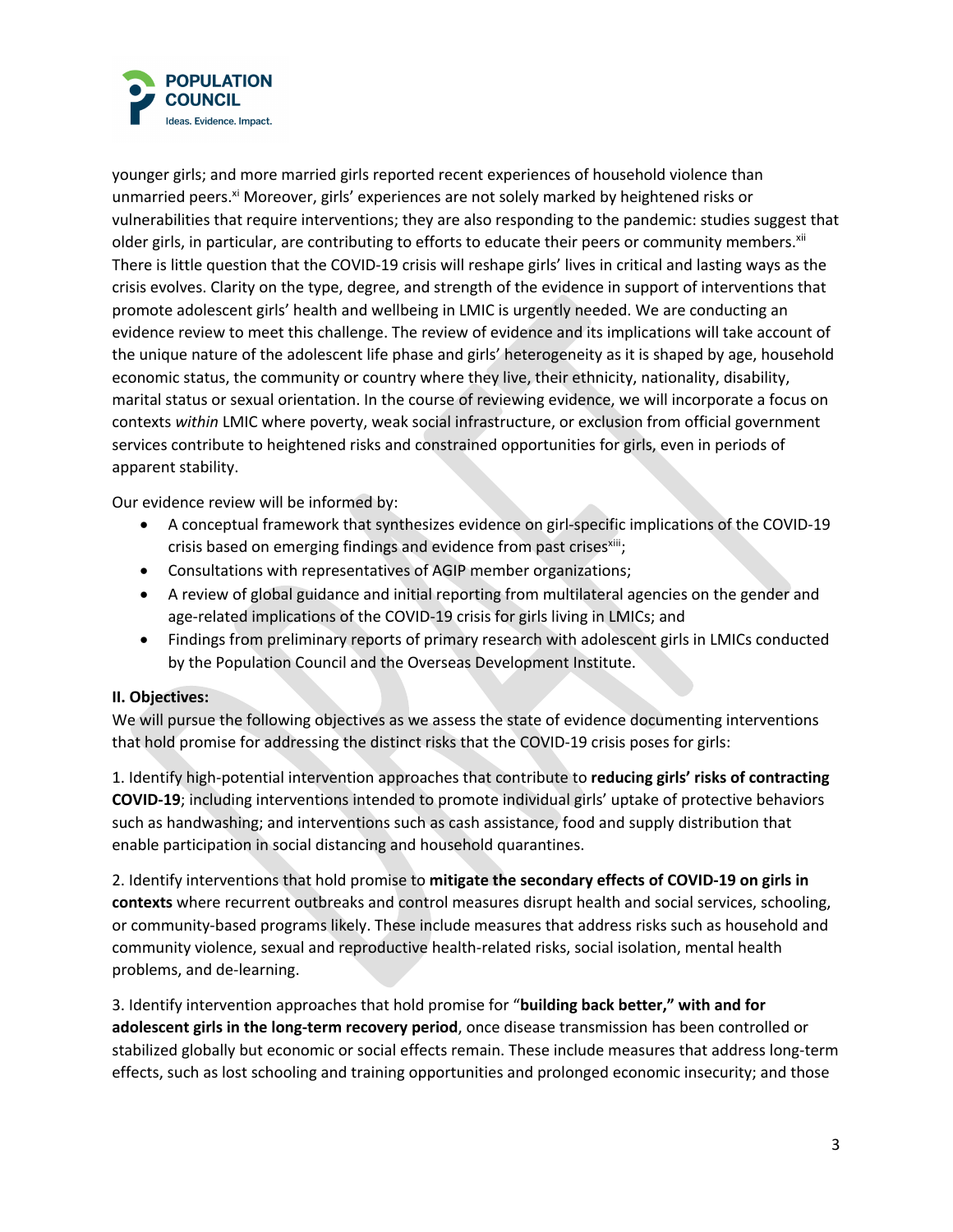younger girls; and more married girls reported recent experiences of household violence than unmarried peers.[xi] Moreover, girls' experiences are not solely marked by heightened risks or vulnerabilities that require interventions; they are also responding to the pandemic: studies suggest that older girls, in particular, are contributing to efforts to educate their peers or community members.[xii] There is little question that the COVID-19 crisis will reshape girls' lives in critical and lasting ways as the crisis evolves. Clarity on the type, degree, and strength of the evidence in support of interventions that promote adolescent girls' health and wellbeing in LMIC is urgently needed. We are conducting an evidence review to meet this challenge. The review of evidence and its implications will take account of the unique nature of the adolescent life phase and girls' heterogeneity as it is shaped by age, household economic status, the community or country where they live, their ethnicity, nationality, disability, marital status or sexual orientation. In the course of reviewing evidence, we will incorporate a focus on contexts *within* LMIC where poverty, weak social infrastructure, or exclusion from official government services contribute to heightened risks and constrained opportunities for girls, even in periods of apparent stability.

Our evidence review will be informed by:

- A conceptual framework that synthesizes evidence on girl-specific implications of the COVID-19 crisis based on emerging findings and evidence from past crises[xiii];
- Consultations with representatives of AGIP member organizations;
- A review of global guidance and initial reporting from multilateral agencies on the gender and age-related implications of the COVID-19 crisis for girls living in LMICs; and
- Findings from preliminary reports of primary research with adolescent girls in LMICs conducted by the Population Council and the Overseas Development Institute.

**II. Objectives:**

We will pursue the following objectives as we assess the state of evidence documenting interventions that hold promise for addressing the distinct risks that the COVID-19 crisis poses for girls:

1. Identify high-potential intervention approaches that contribute to **reducing girls' risks of contracting COVID-19**; including interventions intended to promote individual girls' uptake of protective behaviors such as handwashing; and interventions such as cash assistance, food and supply distribution that enable participation in social distancing and household quarantines.

2. Identify interventions that hold promise to **mitigate the secondary effects of COVID-19 on girls in contexts** where recurrent outbreaks and control measures disrupt health and social services, schooling, or community-based programs likely. These include measures that address risks such as household and community violence, sexual and reproductive health-related risks, social isolation, mental health problems, and de-learning.

3. Identify intervention approaches that hold promise for "**building back better," with and for adolescent girls in the long-term recovery period**, once disease transmission has been controlled or stabilized globally but economic or social effects remain. These include measures that address long-term effects, such as lost schooling and training opportunities and prolonged economic insecurity; and those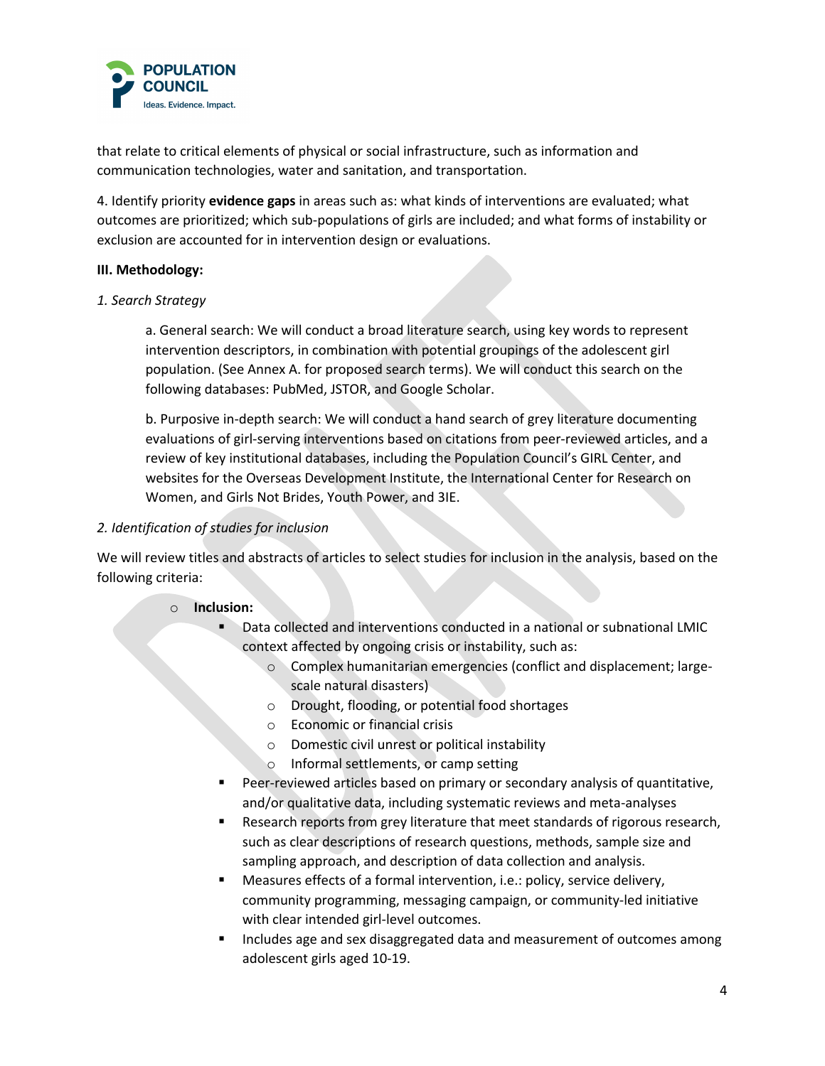that relate to critical elements of physical or social infrastructure, such as information and communication technologies, water and sanitation, and transportation.

4. Identify priority **evidence gaps** in areas such as: what kinds of interventions are evaluated; what outcomes are prioritized; which sub-populations of girls are included; and what forms of instability or exclusion are accounted for in intervention design or evaluations.

**III. Methodology:**

*1. Search Strategy*

a. General search: We will conduct a broad literature search, using key words to represent intervention descriptors, in combination with potential groupings of the adolescent girl population. (See Annex A. for proposed search terms). We will conduct this search on the following databases: PubMed, JSTOR, and Google Scholar.

b. Purposive in-depth search: We will conduct a hand search of grey literature documenting evaluations of girl-serving interventions based on citations from peer-reviewed articles, and a review of key institutional databases, including the Population Council's GIRL Center, and websites for the Overseas Development Institute, the International Center for Research on Women, and Girls Not Brides, Youth Power, and 3IE.

*2. Identification of studies for inclusion*

We will review titles and abstracts of articles to select studies for inclusion in the analysis, based on the following criteria:

- **Inclusion:**
  - Data collected and interventions conducted in a national or subnational LMIC context affected by ongoing crisis or instability, such as:
    - Complex humanitarian emergencies (conflict and displacement; large-scale natural disasters)
    - Drought, flooding, or potential food shortages
    - Economic or financial crisis
    - Domestic civil unrest or political instability
    - Informal settlements, or camp setting
  - Peer-reviewed articles based on primary or secondary analysis of quantitative, and/or qualitative data, including systematic reviews and meta-analyses
  - Research reports from grey literature that meet standards of rigorous research, such as clear descriptions of research questions, methods, sample size and sampling approach, and description of data collection and analysis.
  - Measures effects of a formal intervention, i.e.: policy, service delivery, community programming, messaging campaign, or community-led initiative with clear intended girl-level outcomes.
  - Includes age and sex disaggregated data and measurement of outcomes among adolescent girls aged 10-19.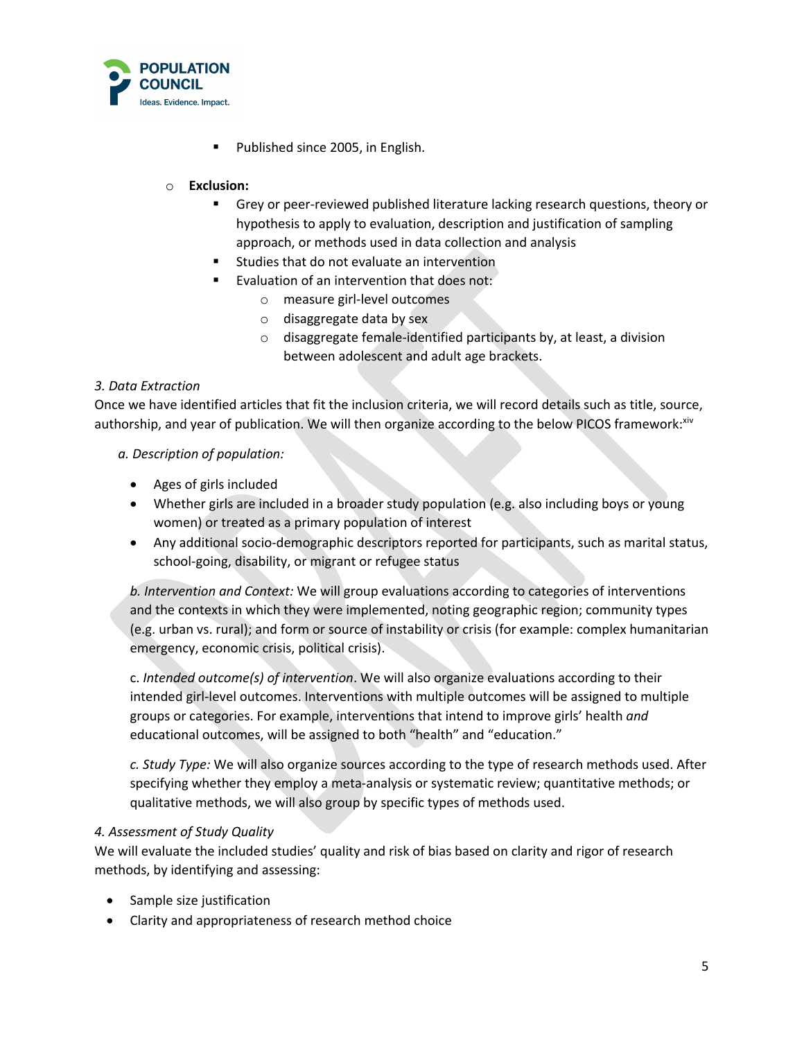- Published since 2005, in English.

- **Exclusion:**
  - Grey or peer-reviewed published literature lacking research questions, theory or hypothesis to apply to evaluation, description and justification of sampling approach, or methods used in data collection and analysis
  - Studies that do not evaluate an intervention
  - Evaluation of an intervention that does not:
    - measure girl-level outcomes
    - disaggregate data by sex
    - disaggregate female-identified participants by, at least, a division between adolescent and adult age brackets.

*3. Data Extraction*

Once we have identified articles that fit the inclusion criteria, we will record details such as title, source, authorship, and year of publication. We will then organize according to the below PICOS framework:[xiv]

*a. Description of population:*

- Ages of girls included
- Whether girls are included in a broader study population (e.g. also including boys or young women) or treated as a primary population of interest
- Any additional socio-demographic descriptors reported for participants, such as marital status, school-going, disability, or migrant or refugee status

*b. Intervention and Context:* We will group evaluations according to categories of interventions and the contexts in which they were implemented, noting geographic region; community types (e.g. urban vs. rural); and form or source of instability or crisis (for example: complex humanitarian emergency, economic crisis, political crisis).

c. *Intended outcome(s) of intervention*. We will also organize evaluations according to their intended girl-level outcomes. Interventions with multiple outcomes will be assigned to multiple groups or categories. For example, interventions that intend to improve girls' health *and* educational outcomes, will be assigned to both "health" and "education."

*c. Study Type:* We will also organize sources according to the type of research methods used. After specifying whether they employ a meta-analysis or systematic review; quantitative methods; or qualitative methods, we will also group by specific types of methods used.

*4. Assessment of Study Quality*

We will evaluate the included studies' quality and risk of bias based on clarity and rigor of research methods, by identifying and assessing:

- Sample size justification
- Clarity and appropriateness of research method choice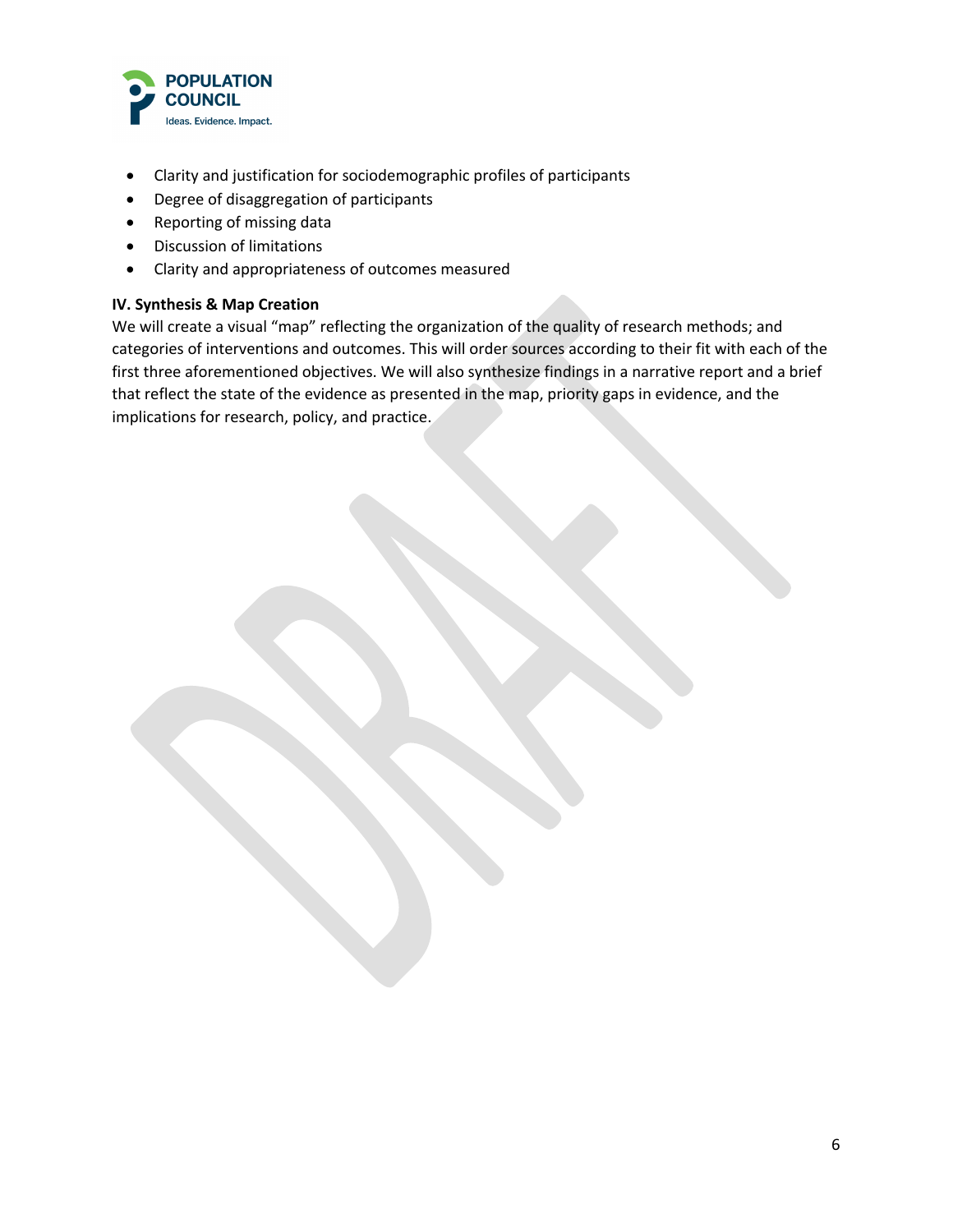- Clarity and justification for sociodemographic profiles of participants
- Degree of disaggregation of participants
- Reporting of missing data
- Discussion of limitations
- Clarity and appropriateness of outcomes measured

**IV. Synthesis & Map Creation**

We will create a visual "map" reflecting the organization of the quality of research methods; and categories of interventions and outcomes. This will order sources according to their fit with each of the first three aforementioned objectives. We will also synthesize findings in a narrative report and a brief that reflect the state of the evidence as presented in the map, priority gaps in evidence, and the implications for research, policy, and practice.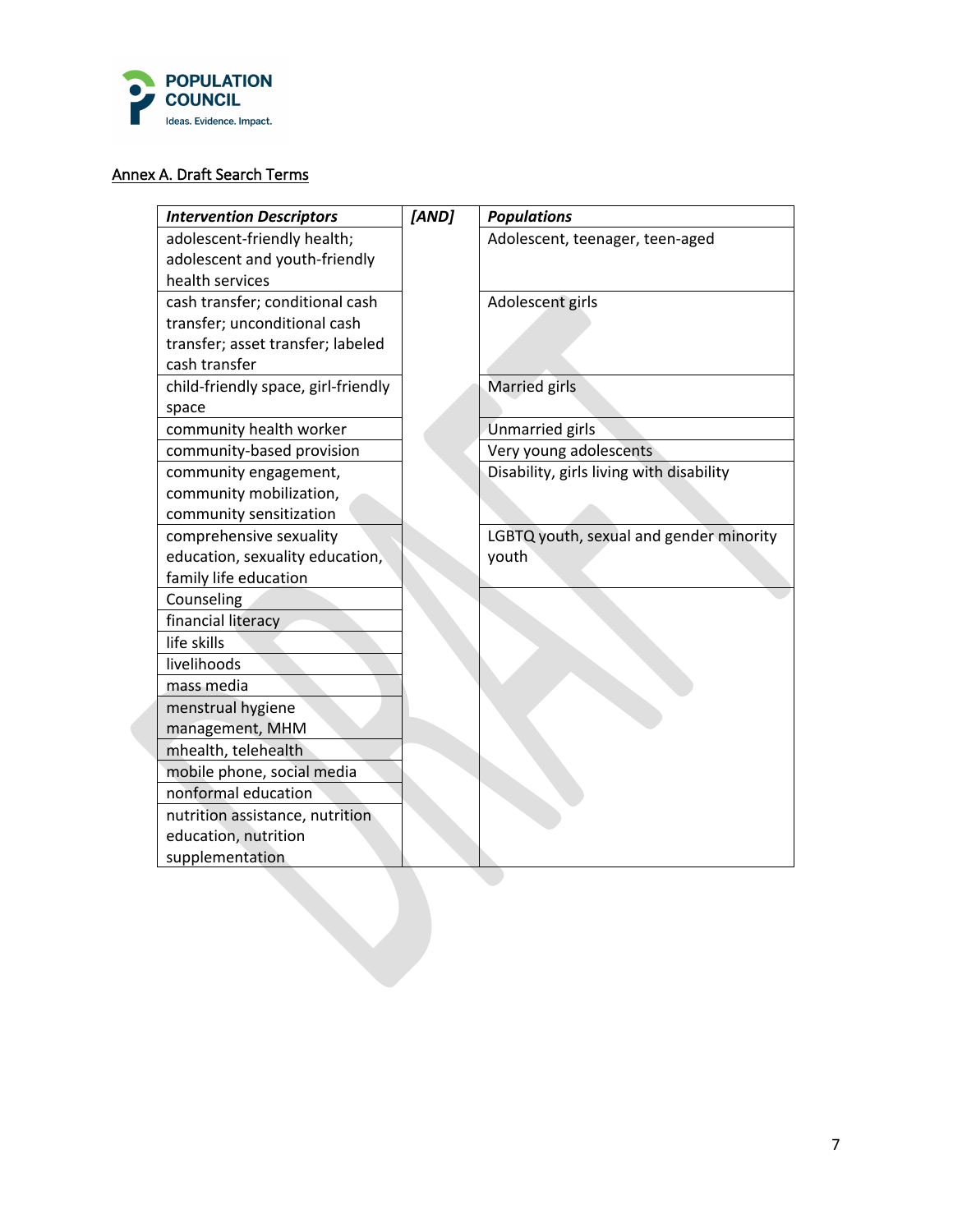Annex A. Draft Search Terms

| *Intervention Descriptors* | *[AND]* | *Populations* |
|---|---|---|
| adolescent-friendly health; adolescent and youth-friendly health services | | Adolescent, teenager, teen-aged |
| cash transfer; conditional cash transfer; unconditional cash transfer; asset transfer; labeled cash transfer | | Adolescent girls |
| child-friendly space, girl-friendly space | | Married girls |
| community health worker | | Unmarried girls |
| community-based provision | | Very young adolescents |
| community engagement, community mobilization, community sensitization | | Disability, girls living with disability |
| comprehensive sexuality education, sexuality education, family life education | | LGBTQ youth, sexual and gender minority youth |
| Counseling | | |
| financial literacy | | |
| life skills | | |
| livelihoods | | |
| mass media | | |
| menstrual hygiene management, MHM | | |
| mhealth, telehealth | | |
| mobile phone, social media | | |
| nonformal education | | |
| nutrition assistance, nutrition education, nutrition supplementation | | |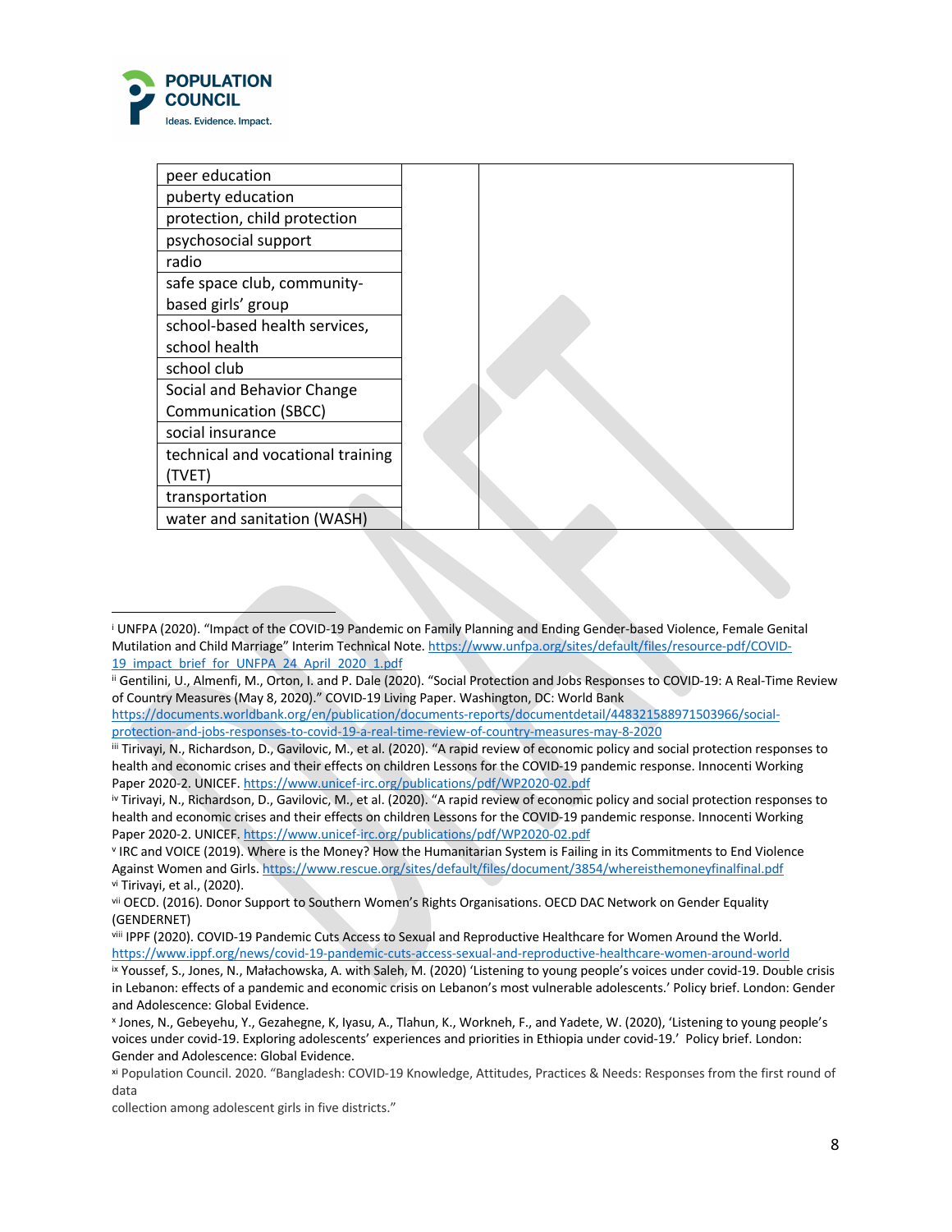| | | |
|---|---|---|
| peer education | | |
| puberty education | | |
| protection, child protection | | |
| psychosocial support | | |
| radio | | |
| safe space club, community-based girls' group | | |
| school-based health services, school health | | |
| school club | | |
| Social and Behavior Change Communication (SBCC) | | |
| social insurance | | |
| technical and vocational training (TVET) | | |
| transportation | | |
| water and sanitation (WASH) | | |

---

[i] UNFPA (2020). "Impact of the COVID-19 Pandemic on Family Planning and Ending Gender-based Violence, Female Genital Mutilation and Child Marriage" Interim Technical Note. https://www.unfpa.org/sites/default/files/resource-pdf/COVID-19_impact_brief_for_UNFPA_24_April_2020_1.pdf

[ii] Gentilini, U., Almenfi, M., Orton, I. and P. Dale (2020). "Social Protection and Jobs Responses to COVID-19: A Real-Time Review of Country Measures (May 8, 2020)." COVID-19 Living Paper. Washington, DC: World Bank https://documents.worldbank.org/en/publication/documents-reports/documentdetail/448321588971503966/social-protection-and-jobs-responses-to-covid-19-a-real-time-review-of-country-measures-may-8-2020

[iii] Tirivayi, N., Richardson, D., Gavilovic, M., et al. (2020). "A rapid review of economic policy and social protection responses to health and economic crises and their effects on children Lessons for the COVID-19 pandemic response. Innocenti Working Paper 2020-2. UNICEF. https://www.unicef-irc.org/publications/pdf/WP2020-02.pdf

[iv] Tirivayi, N., Richardson, D., Gavilovic, M., et al. (2020). "A rapid review of economic policy and social protection responses to health and economic crises and their effects on children Lessons for the COVID-19 pandemic response. Innocenti Working Paper 2020-2. UNICEF. https://www.unicef-irc.org/publications/pdf/WP2020-02.pdf

[v] IRC and VOICE (2019). Where is the Money? How the Humanitarian System is Failing in its Commitments to End Violence Against Women and Girls. https://www.rescue.org/sites/default/files/document/3854/whereisthemoneyfinalfinal.pdf

[vi] Tirivayi, et al., (2020).

[vii] OECD. (2016). Donor Support to Southern Women's Rights Organisations. OECD DAC Network on Gender Equality (GENDERNET)

[viii] IPPF (2020). COVID-19 Pandemic Cuts Access to Sexual and Reproductive Healthcare for Women Around the World. https://www.ippf.org/news/covid-19-pandemic-cuts-access-sexual-and-reproductive-healthcare-women-around-world

[ix] Youssef, S., Jones, N., Małachowska, A. with Saleh, M. (2020) 'Listening to young people's voices under covid-19. Double crisis in Lebanon: effects of a pandemic and economic crisis on Lebanon's most vulnerable adolescents.' Policy brief. London: Gender and Adolescence: Global Evidence.

[x] Jones, N., Gebeyehu, Y., Gezahegne, K, Iyasu, A., Tlahun, K., Workneh, F., and Yadete, W. (2020), 'Listening to young people's voices under covid-19. Exploring adolescents' experiences and priorities in Ethiopia under covid-19.' Policy brief. London: Gender and Adolescence: Global Evidence.

[xi] Population Council. 2020. "Bangladesh: COVID-19 Knowledge, Attitudes, Practices & Needs: Responses from the first round of data

collection among adolescent girls in five districts."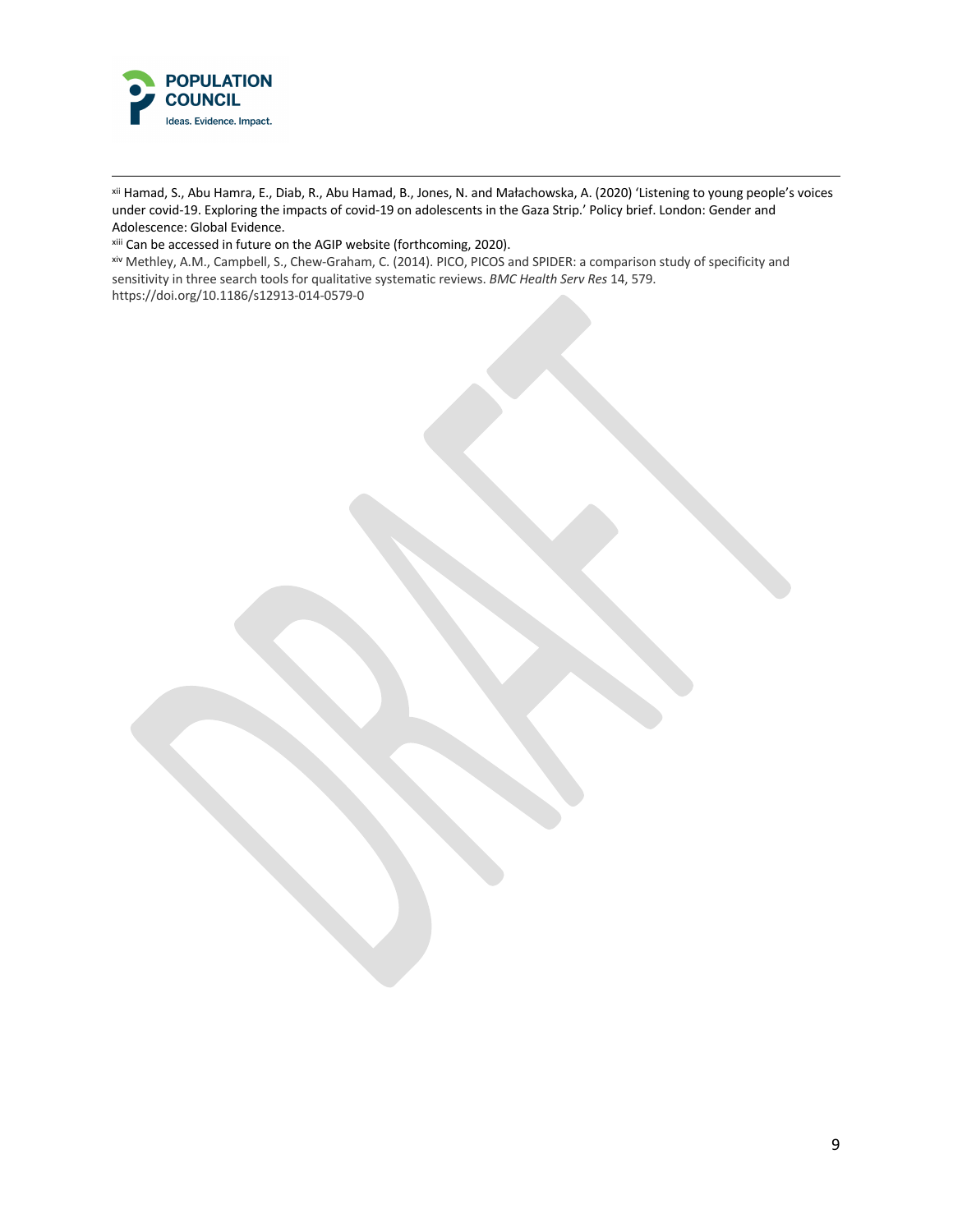[xii] Hamad, S., Abu Hamra, E., Diab, R., Abu Hamad, B., Jones, N. and Małachowska, A. (2020) 'Listening to young people's voices under covid-19. Exploring the impacts of covid-19 on adolescents in the Gaza Strip.' Policy brief. London: Gender and Adolescence: Global Evidence.

[xiii] Can be accessed in future on the AGIP website (forthcoming, 2020).

[xiv] Methley, A.M., Campbell, S., Chew-Graham, C. (2014). PICO, PICOS and SPIDER: a comparison study of specificity and sensitivity in three search tools for qualitative systematic reviews. *BMC Health Serv Res* 14, 579. https://doi.org/10.1186/s12913-014-0579-0